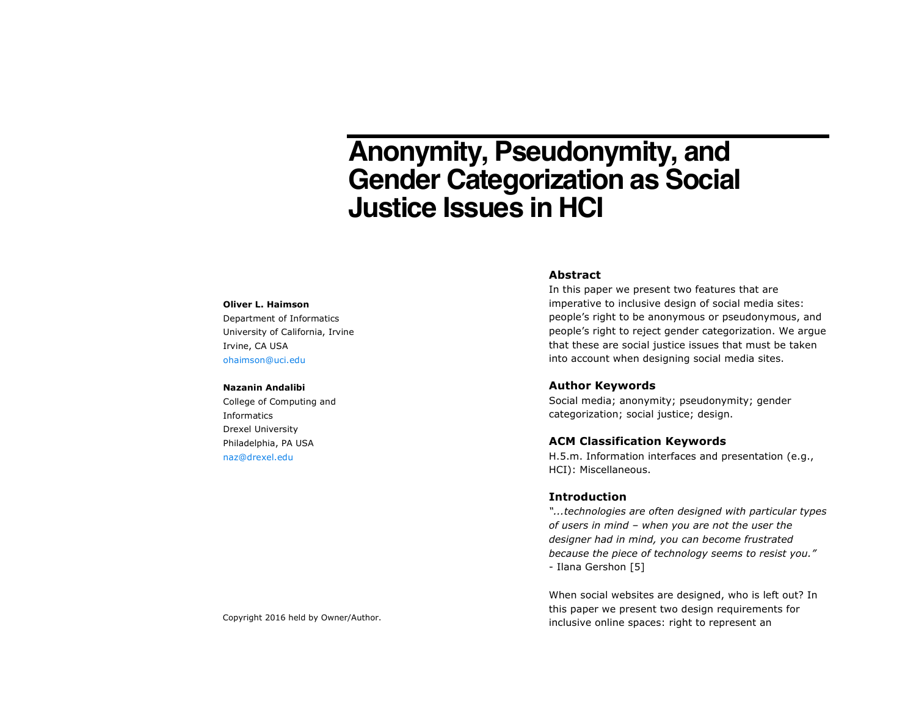# Anonymity, Pseudonymity, and Gender Categorization as Social Justice Issues in HCI

**Oliver L. Haimson**
Department of Informatics
University of California, Irvine
Irvine, CA USA
ohaimson@uci.edu

**Nazanin Andalibi**
College of Computing and Informatics
Drexel University
Philadelphia, PA USA
naz@drexel.edu

Copyright 2016 held by Owner/Author.

## Abstract

In this paper we present two features that are imperative to inclusive design of social media sites: people's right to be anonymous or pseudonymous, and people's right to reject gender categorization. We argue that these are social justice issues that must be taken into account when designing social media sites.

## Author Keywords

Social media; anonymity; pseudonymity; gender categorization; social justice; design.

## ACM Classification Keywords

H.5.m. Information interfaces and presentation (e.g., HCI): Miscellaneous.

## Introduction

*"...technologies are often designed with particular types of users in mind – when you are not the user the designer had in mind, you can become frustrated because the piece of technology seems to resist you."*
- Ilana Gershon [5]

When social websites are designed, who is left out? In this paper we present two design requirements for inclusive online spaces: right to represent an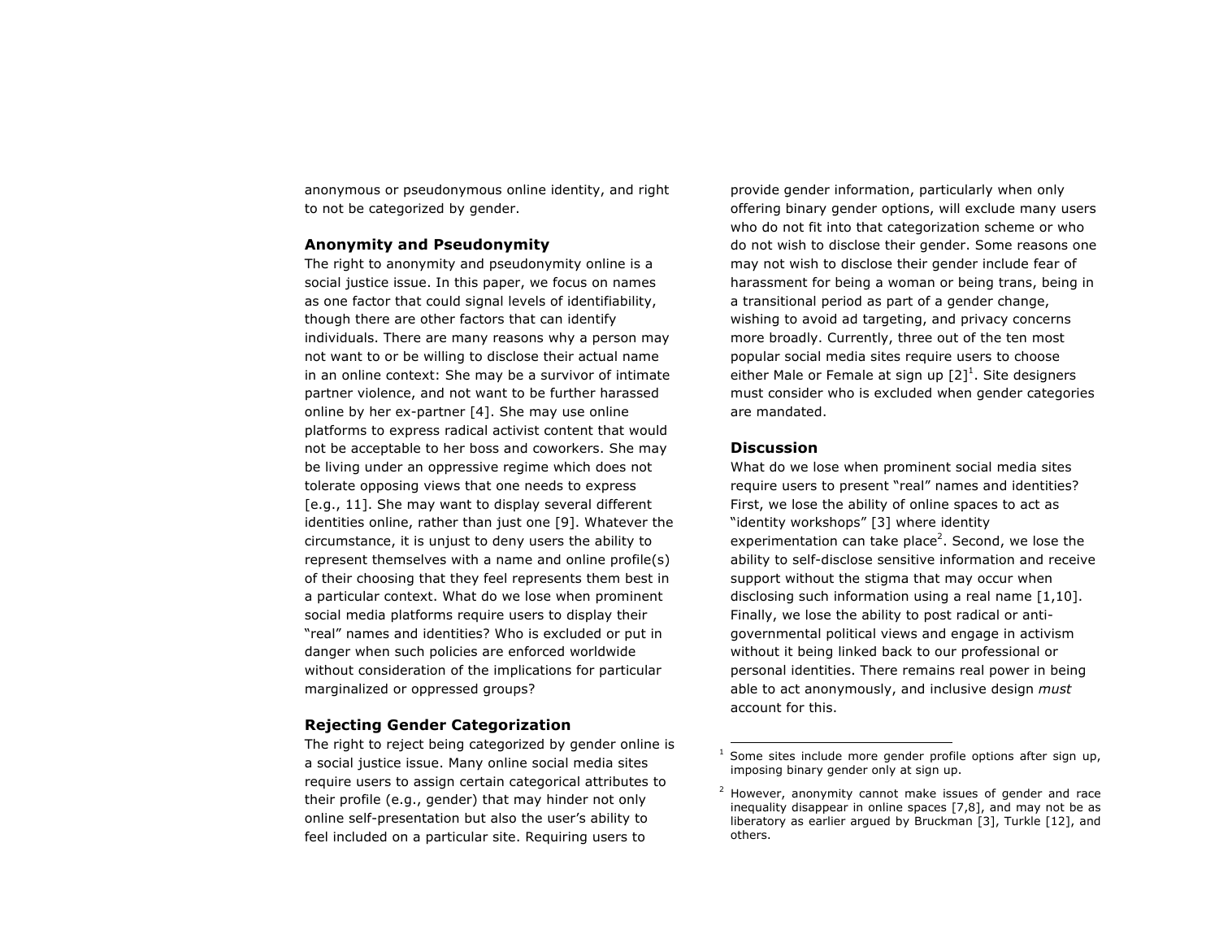anonymous or pseudonymous online identity, and right to not be categorized by gender.

## Anonymity and Pseudonymity

The right to anonymity and pseudonymity online is a social justice issue. In this paper, we focus on names as one factor that could signal levels of identifiability, though there are other factors that can identify individuals. There are many reasons why a person may not want to or be willing to disclose their actual name in an online context: She may be a survivor of intimate partner violence, and not want to be further harassed online by her ex-partner [4]. She may use online platforms to express radical activist content that would not be acceptable to her boss and coworkers. She may be living under an oppressive regime which does not tolerate opposing views that one needs to express [e.g., 11]. She may want to display several different identities online, rather than just one [9]. Whatever the circumstance, it is unjust to deny users the ability to represent themselves with a name and online profile(s) of their choosing that they feel represents them best in a particular context. What do we lose when prominent social media platforms require users to display their "real" names and identities? Who is excluded or put in danger when such policies are enforced worldwide without consideration of the implications for particular marginalized or oppressed groups?

## Rejecting Gender Categorization

The right to reject being categorized by gender online is a social justice issue. Many online social media sites require users to assign certain categorical attributes to their profile (e.g., gender) that may hinder not only online self-presentation but also the user's ability to feel included on a particular site. Requiring users to provide gender information, particularly when only offering binary gender options, will exclude many users who do not fit into that categorization scheme or who do not wish to disclose their gender. Some reasons one may not wish to disclose their gender include fear of harassment for being a woman or being trans, being in a transitional period as part of a gender change, wishing to avoid ad targeting, and privacy concerns more broadly. Currently, three out of the ten most popular social media sites require users to choose either Male or Female at sign up [2][1]. Site designers must consider who is excluded when gender categories are mandated.

## Discussion

What do we lose when prominent social media sites require users to present "real" names and identities? First, we lose the ability of online spaces to act as "identity workshops" [3] where identity experimentation can take place[2]. Second, we lose the ability to self-disclose sensitive information and receive support without the stigma that may occur when disclosing such information using a real name [1,10]. Finally, we lose the ability to post radical or anti-governmental political views and engage in activism without it being linked back to our professional or personal identities. There remains real power in being able to act anonymously, and inclusive design *must* account for this.

---

[1] Some sites include more gender profile options after sign up, imposing binary gender only at sign up.

[2] However, anonymity cannot make issues of gender and race inequality disappear in online spaces [7,8], and may not be as liberatory as earlier argued by Bruckman [3], Turkle [12], and others.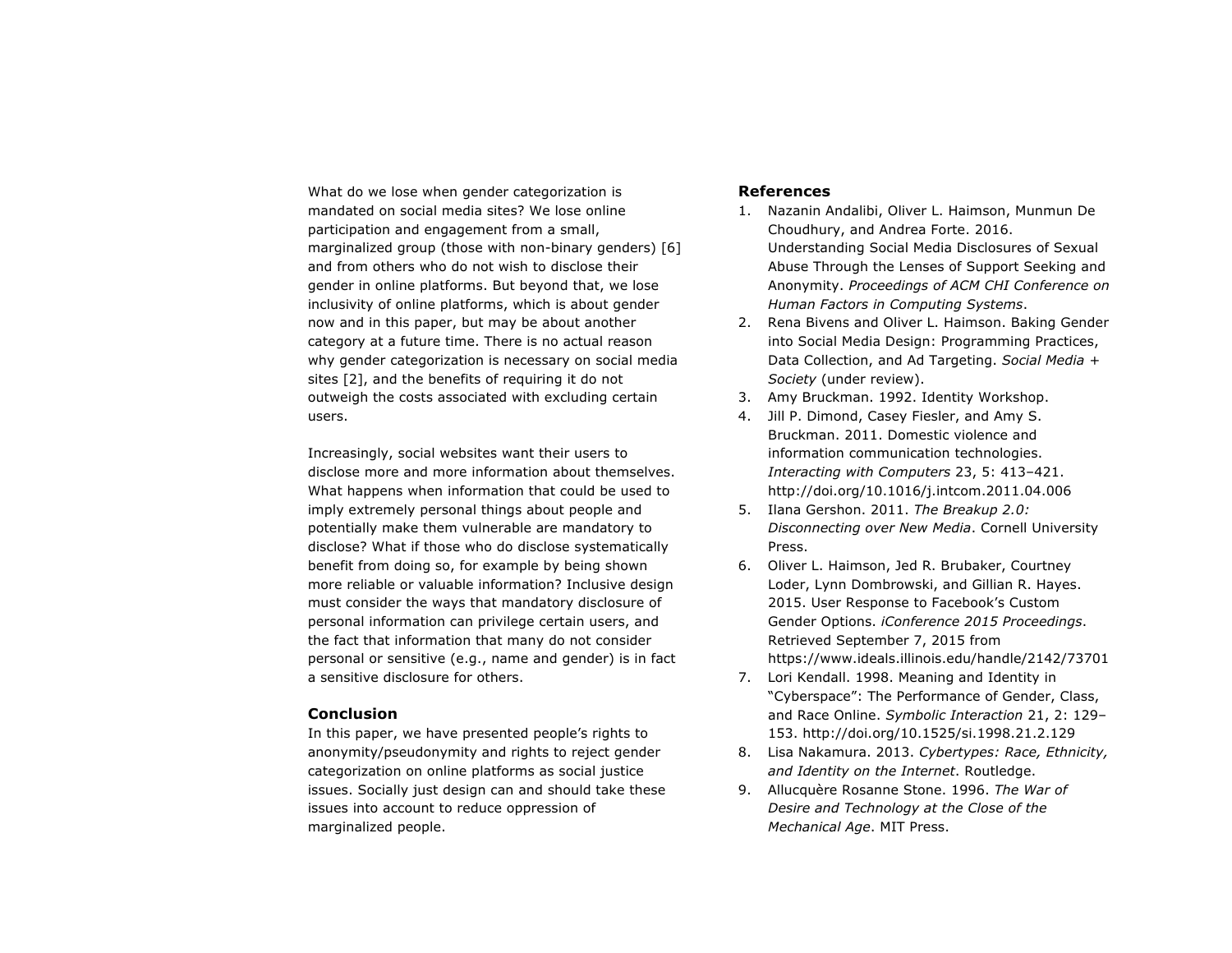What do we lose when gender categorization is mandated on social media sites? We lose online participation and engagement from a small, marginalized group (those with non-binary genders) [6] and from others who do not wish to disclose their gender in online platforms. But beyond that, we lose inclusivity of online platforms, which is about gender now and in this paper, but may be about another category at a future time. There is no actual reason why gender categorization is necessary on social media sites [2], and the benefits of requiring it do not outweigh the costs associated with excluding certain users.

Increasingly, social websites want their users to disclose more and more information about themselves. What happens when information that could be used to imply extremely personal things about people and potentially make them vulnerable are mandatory to disclose? What if those who do disclose systematically benefit from doing so, for example by being shown more reliable or valuable information? Inclusive design must consider the ways that mandatory disclosure of personal information can privilege certain users, and the fact that information that many do not consider personal or sensitive (e.g., name and gender) is in fact a sensitive disclosure for others.

### Conclusion

In this paper, we have presented people's rights to anonymity/pseudonymity and rights to reject gender categorization on online platforms as social justice issues. Socially just design can and should take these issues into account to reduce oppression of marginalized people.

### References

1. Nazanin Andalibi, Oliver L. Haimson, Munmun De Choudhury, and Andrea Forte. 2016. Understanding Social Media Disclosures of Sexual Abuse Through the Lenses of Support Seeking and Anonymity. *Proceedings of ACM CHI Conference on Human Factors in Computing Systems*.
2. Rena Bivens and Oliver L. Haimson. Baking Gender into Social Media Design: Programming Practices, Data Collection, and Ad Targeting. *Social Media + Society* (under review).
3. Amy Bruckman. 1992. Identity Workshop.
4. Jill P. Dimond, Casey Fiesler, and Amy S. Bruckman. 2011. Domestic violence and information communication technologies. *Interacting with Computers* 23, 5: 413–421. http://doi.org/10.1016/j.intcom.2011.04.006
5. Ilana Gershon. 2011. *The Breakup 2.0: Disconnecting over New Media*. Cornell University Press.
6. Oliver L. Haimson, Jed R. Brubaker, Courtney Loder, Lynn Dombrowski, and Gillian R. Hayes. 2015. User Response to Facebook's Custom Gender Options. *iConference 2015 Proceedings*. Retrieved September 7, 2015 from https://www.ideals.illinois.edu/handle/2142/73701
7. Lori Kendall. 1998. Meaning and Identity in "Cyberspace": The Performance of Gender, Class, and Race Online. *Symbolic Interaction* 21, 2: 129–153. http://doi.org/10.1525/si.1998.21.2.129
8. Lisa Nakamura. 2013. *Cybertypes: Race, Ethnicity, and Identity on the Internet*. Routledge.
9. Allucquère Rosanne Stone. 1996. *The War of Desire and Technology at the Close of the Mechanical Age*. MIT Press.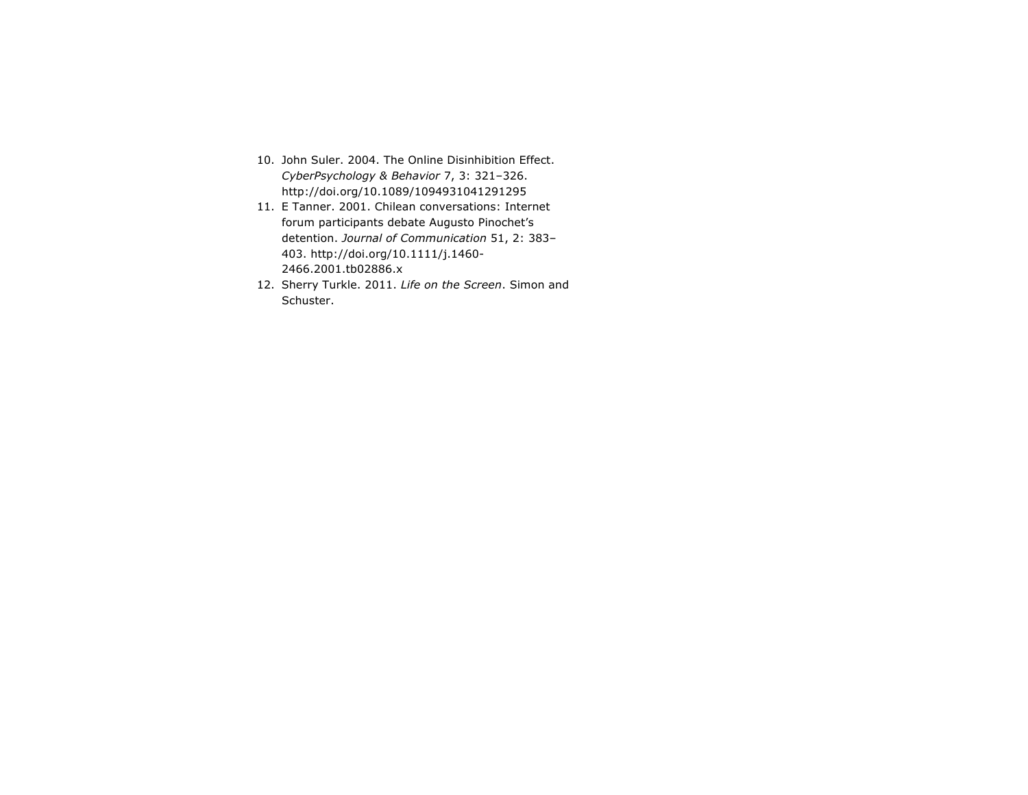10. John Suler. 2004. The Online Disinhibition Effect. *CyberPsychology & Behavior* 7, 3: 321–326. http://doi.org/10.1089/1094931041291295
11. E Tanner. 2001. Chilean conversations: Internet forum participants debate Augusto Pinochet's detention. *Journal of Communication* 51, 2: 383–403. http://doi.org/10.1111/j.1460-2466.2001.tb02886.x
12. Sherry Turkle. 2011. *Life on the Screen*. Simon and Schuster.